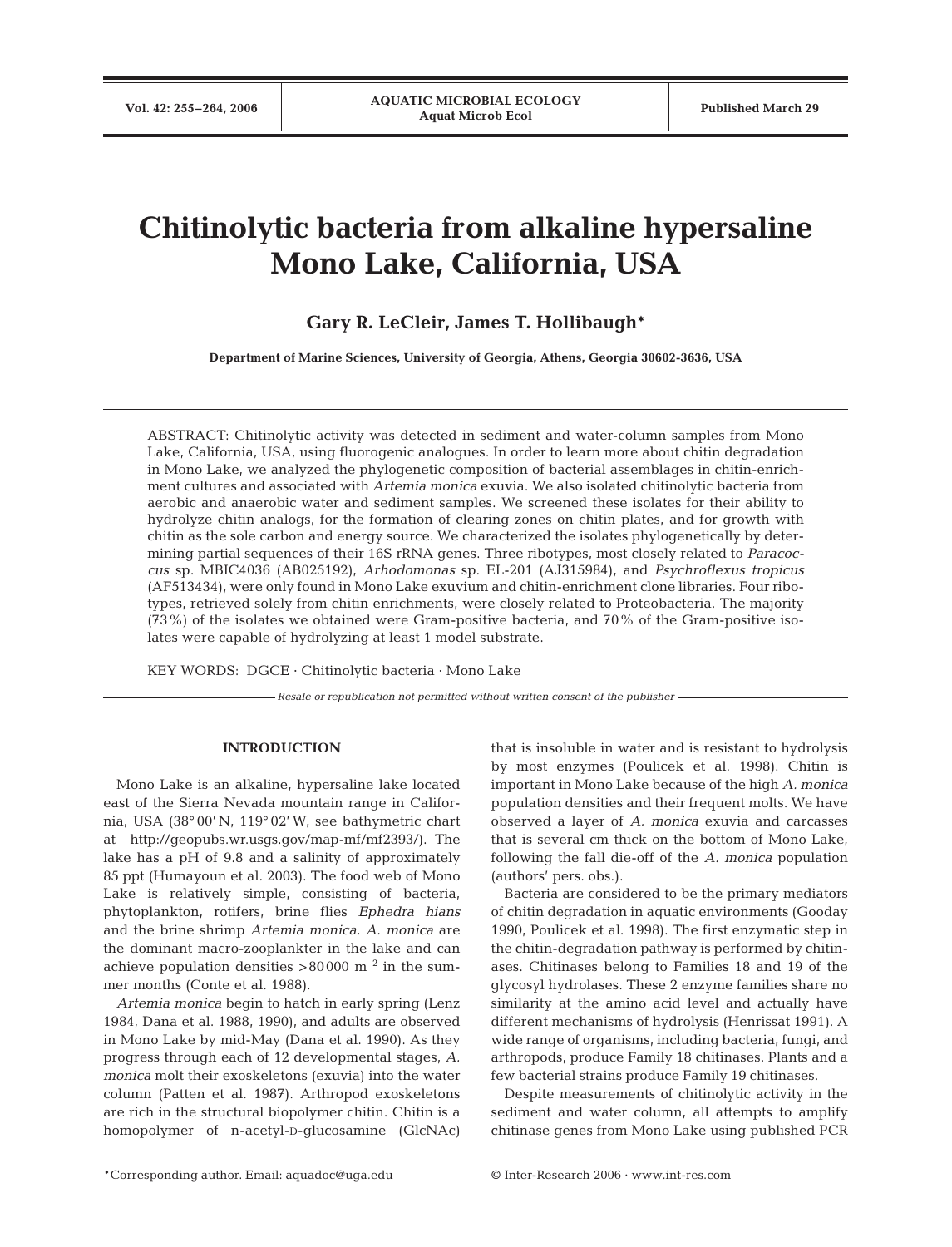# Chitinolytic bacteria from alkaline hypersaline Mono Lake, California, USA

**Gary R. LeCleir, James T. Hollibaugh***

**Department of Marine Sciences, University of Georgia, Athens, Georgia 30602-3636, USA**

ABSTRACT: Chitinolytic activity was detected in sediment and water-column samples from Mono Lake, California, USA, using fluorogenic analogues. In order to learn more about chitin degradation in Mono Lake, we analyzed the phylogenetic composition of bacterial assemblages in chitin-enrichment cultures and associated with *Artemia monica* exuvia. We also isolated chitinolytic bacteria from aerobic and anaerobic water and sediment samples. We screened these isolates for their ability to hydrolyze chitin analogs, for the formation of clearing zones on chitin plates, and for growth with chitin as the sole carbon and energy source. We characterized the isolates phylogenetically by determining partial sequences of their 16S rRNA genes. Three ribotypes, most closely related to *Paracoccus* sp. MBIC4036 (AB025192), *Arhodomonas* sp. EL-201 (AJ315984), and *Psychroflexus tropicus* (AF513434), were only found in Mono Lake exuvium and chitin-enrichment clone libraries. Four ribotypes, retrieved solely from chitin enrichments, were closely related to Proteobacteria. The majority (73%) of the isolates we obtained were Gram-positive bacteria, and 70% of the Gram-positive isolates were capable of hydrolyzing at least 1 model substrate.

KEY WORDS: DGCE · Chitinolytic bacteria · Mono Lake

*Resale or republication not permitted without written consent of the publisher*

## INTRODUCTION

Mono Lake is an alkaline, hypersaline lake located east of the Sierra Nevada mountain range in California, USA (38° 00′ N, 119° 02′ W, see bathymetric chart at http://geopubs.wr.usgs.gov/map-mf/mf2393/). The lake has a pH of 9.8 and a salinity of approximately 85 ppt (Humayoun et al. 2003). The food web of Mono Lake is relatively simple, consisting of bacteria, phytoplankton, rotifers, brine flies *Ephedra hians* and the brine shrimp *Artemia monica*. *A. monica* are the dominant macro-zooplankter in the lake and can achieve population densities >80 000 m$^{-2}$ in the summer months (Conte et al. 1988).

*Artemia monica* begin to hatch in early spring (Lenz 1984, Dana et al. 1988, 1990), and adults are observed in Mono Lake by mid-May (Dana et al. 1990). As they progress through each of 12 developmental stages, *A. monica* molt their exoskeletons (exuvia) into the water column (Patten et al. 1987). Arthropod exoskeletons are rich in the structural biopolymer chitin. Chitin is a homopolymer of N-acetyl-D-glucosamine (GlcNAc) that is insoluble in water and is resistant to hydrolysis by most enzymes (Poulicek et al. 1998). Chitin is important in Mono Lake because of the high *A. monica* population densities and their frequent molts. We have observed a layer of *A. monica* exuvia and carcasses that is several cm thick on the bottom of Mono Lake, following the fall die-off of the *A. monica* population (authors' pers. obs.).

Bacteria are considered to be the primary mediators of chitin degradation in aquatic environments (Gooday 1990, Poulicek et al. 1998). The first enzymatic step in the chitin-degradation pathway is performed by chitinases. Chitinases belong to Families 18 and 19 of the glycosyl hydrolases. These 2 enzyme families share no similarity at the amino acid level and actually have different mechanisms of hydrolysis (Henrissat 1991). A wide range of organisms, including bacteria, fungi, and arthropods, produce Family 18 chitinases. Plants and a few bacterial strains produce Family 19 chitinases.

Despite measurements of chitinolytic activity in the sediment and water column, all attempts to amplify chitinase genes from Mono Lake using published PCR

*Corresponding author. Email: aquadoc@uga.edu

© Inter-Research 2006 · www.int-res.com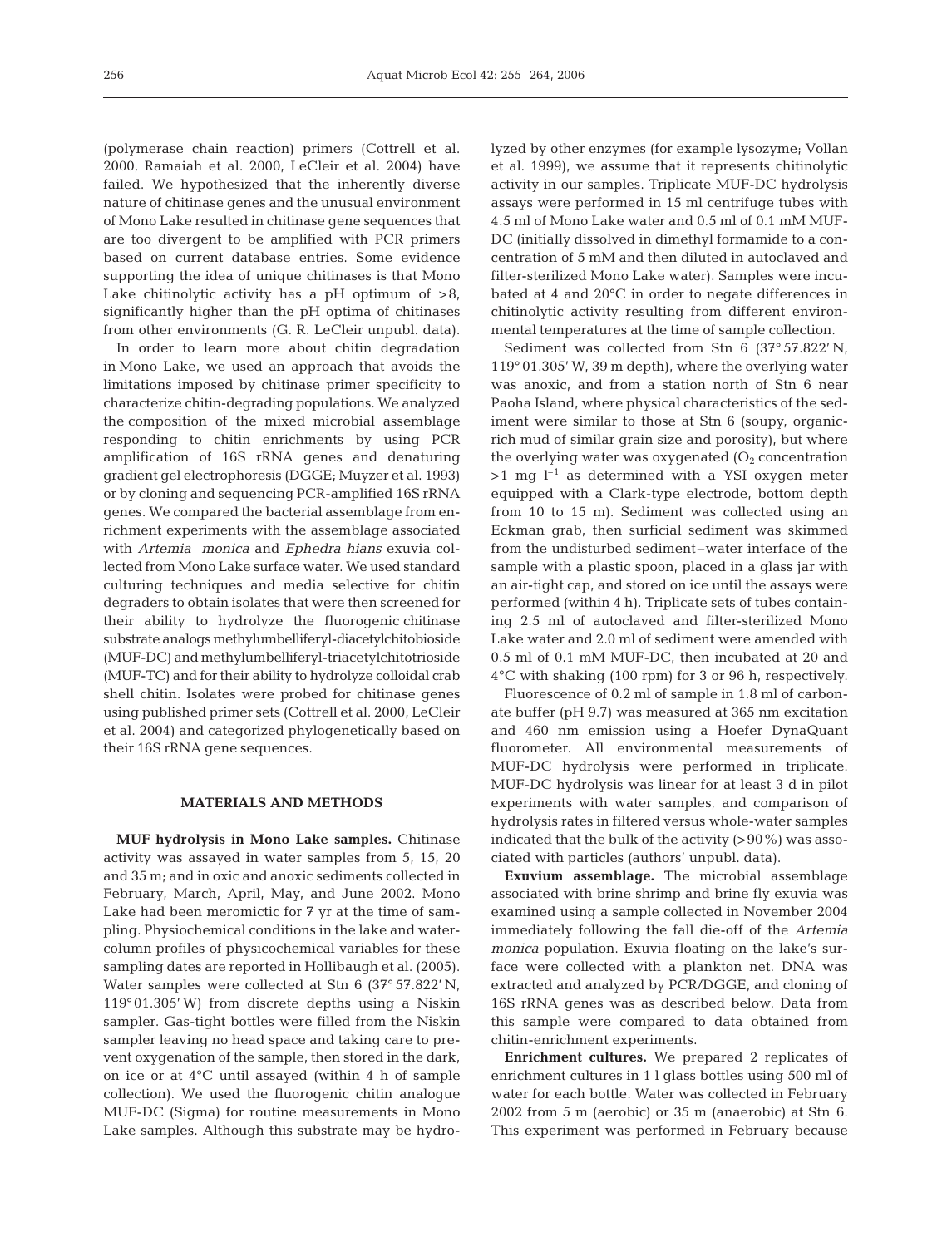(polymerase chain reaction) primers (Cottrell et al. 2000, Ramaiah et al. 2000, LeCleir et al. 2004) have failed. We hypothesized that the inherently diverse nature of chitinase genes and the unusual environment of Mono Lake resulted in chitinase gene sequences that are too divergent to be amplified with PCR primers based on current database entries. Some evidence supporting the idea of unique chitinases is that Mono Lake chitinolytic activity has a pH optimum of >8, significantly higher than the pH optima of chitinases from other environments (G. R. LeCleir unpubl. data).

In order to learn more about chitin degradation in Mono Lake, we used an approach that avoids the limitations imposed by chitinase primer specificity to characterize chitin-degrading populations. We analyzed the composition of the mixed microbial assemblage responding to chitin enrichments by using PCR amplification of 16S rRNA genes and denaturing gradient gel electrophoresis (DGGE; Muyzer et al. 1993) or by cloning and sequencing PCR-amplified 16S rRNA genes. We compared the bacterial assemblage from enrichment experiments with the assemblage associated with *Artemia monica* and *Ephedra hians* exuvia collected from Mono Lake surface water. We used standard culturing techniques and media selective for chitin degraders to obtain isolates that were then screened for their ability to hydrolyze the fluorogenic chitinase substrate analogs methylumbelliferyl-diacetylchitobioside (MUF-DC) and methylumbelliferyl-triacetylchitotrioside (MUF-TC) and for their ability to hydrolyze colloidal crab shell chitin. Isolates were probed for chitinase genes using published primer sets (Cottrell et al. 2000, LeCleir et al. 2004) and categorized phylogenetically based on their 16S rRNA gene sequences.

## MATERIALS AND METHODS

**MUF hydrolysis in Mono Lake samples.** Chitinase activity was assayed in water samples from 5, 15, 20 and 35 m; and in oxic and anoxic sediments collected in February, March, April, May, and June 2002. Mono Lake had been meromictic for 7 yr at the time of sampling. Physiochemical conditions in the lake and water-column profiles of physicochemical variables for these sampling dates are reported in Hollibaugh et al. (2005). Water samples were collected at Stn 6 (37° 57.822' N, 119° 01.305' W) from discrete depths using a Niskin sampler. Gas-tight bottles were filled from the Niskin sampler leaving no head space and taking care to prevent oxygenation of the sample, then stored in the dark, on ice or at 4°C until assayed (within 4 h of sample collection). We used the fluorogenic chitin analogue MUF-DC (Sigma) for routine measurements in Mono Lake samples. Although this substrate may be hydrolyzed by other enzymes (for example lysozyme; Vollan et al. 1999), we assume that it represents chitinolytic activity in our samples. Triplicate MUF-DC hydrolysis assays were performed in 15 ml centrifuge tubes with 4.5 ml of Mono Lake water and 0.5 ml of 0.1 mM MUF-DC (initially dissolved in dimethyl formamide to a concentration of 5 mM and then diluted in autoclaved and filter-sterilized Mono Lake water). Samples were incubated at 4 and 20°C in order to negate differences in chitinolytic activity resulting from different environmental temperatures at the time of sample collection.

Sediment was collected from Stn 6 (37° 57.822' N, 119° 01.305' W, 39 m depth), where the overlying water was anoxic, and from a station north of Stn 6 near Paoha Island, where physical characteristics of the sediment were similar to those at Stn 6 (soupy, organic-rich mud of similar grain size and porosity), but where the overlying water was oxygenated ($O_2$ concentration >1 mg $l^{-1}$ as determined with a YSI oxygen meter equipped with a Clark-type electrode, bottom depth from 10 to 15 m). Sediment was collected using an Eckman grab, then surficial sediment was skimmed from the undisturbed sediment–water interface of the sample with a plastic spoon, placed in a glass jar with an air-tight cap, and stored on ice until the assays were performed (within 4 h). Triplicate sets of tubes containing 2.5 ml of autoclaved and filter-sterilized Mono Lake water and 2.0 ml of sediment were amended with 0.5 ml of 0.1 mM MUF-DC, then incubated at 20 and 4°C with shaking (100 rpm) for 3 or 96 h, respectively.

Fluorescence of 0.2 ml of sample in 1.8 ml of carbonate buffer (pH 9.7) was measured at 365 nm excitation and 460 nm emission using a Hoefer DynaQuant fluorometer. All environmental measurements of MUF-DC hydrolysis were performed in triplicate. MUF-DC hydrolysis was linear for at least 3 d in pilot experiments with water samples, and comparison of hydrolysis rates in filtered versus whole-water samples indicated that the bulk of the activity (>90%) was associated with particles (authors' unpubl. data).

**Exuvium assemblage.** The microbial assemblage associated with brine shrimp and brine fly exuvia was examined using a sample collected in November 2004 immediately following the fall die-off of the *Artemia monica* population. Exuvia floating on the lake's surface were collected with a plankton net. DNA was extracted and analyzed by PCR/DGGE, and cloning of 16S rRNA genes was as described below. Data from this sample were compared to data obtained from chitin-enrichment experiments.

**Enrichment cultures.** We prepared 2 replicates of enrichment cultures in 1 l glass bottles using 500 ml of water for each bottle. Water was collected in February 2002 from 5 m (aerobic) or 35 m (anaerobic) at Stn 6. This experiment was performed in February because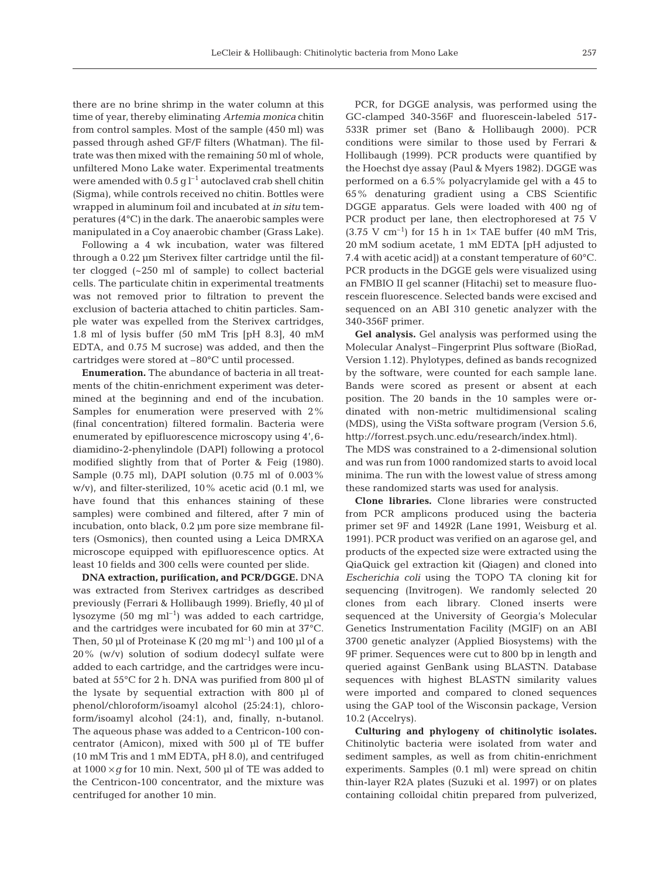there are no brine shrimp in the water column at this time of year, thereby eliminating *Artemia monica* chitin from control samples. Most of the sample (450 ml) was passed through ashed GF/F filters (Whatman). The filtrate was then mixed with the remaining 50 ml of whole, unfiltered Mono Lake water. Experimental treatments were amended with 0.5 g $l^{-1}$ autoclaved crab shell chitin (Sigma), while controls received no chitin. Bottles were wrapped in aluminum foil and incubated at *in situ* temperatures (4°C) in the dark. The anaerobic samples were manipulated in a Coy anaerobic chamber (Grass Lake).

Following a 4 wk incubation, water was filtered through a 0.22 µm Sterivex filter cartridge until the filter clogged (~250 ml of sample) to collect bacterial cells. The particulate chitin in experimental treatments was not removed prior to filtration to prevent the exclusion of bacteria attached to chitin particles. Sample water was expelled from the Sterivex cartridges, 1.8 ml of lysis buffer (50 mM Tris [pH 8.3], 40 mM EDTA, and 0.75 M sucrose) was added, and then the cartridges were stored at –80°C until processed.

**Enumeration.** The abundance of bacteria in all treatments of the chitin-enrichment experiment was determined at the beginning and end of the incubation. Samples for enumeration were preserved with 2% (final concentration) filtered formalin. Bacteria were enumerated by epifluorescence microscopy using 4',6-diamidino-2-phenylindole (DAPI) following a protocol modified slightly from that of Porter & Feig (1980). Sample (0.75 ml), DAPI solution (0.75 ml of 0.003% w/v), and filter-sterilized, 10% acetic acid (0.1 ml, we have found that this enhances staining of these samples) were combined and filtered, after 7 min of incubation, onto black, 0.2 µm pore size membrane filters (Osmonics), then counted using a Leica DMRXA microscope equipped with epifluorescence optics. At least 10 fields and 300 cells were counted per slide.

**DNA extraction, purification, and PCR/DGGE.** DNA was extracted from Sterivex cartridges as described previously (Ferrari & Hollibaugh 1999). Briefly, 40 µl of lysozyme (50 mg $ml^{-1}$) was added to each cartridge, and the cartridges were incubated for 60 min at 37°C. Then, 50 µl of Proteinase K (20 mg $ml^{-1}$) and 100 µl of a 20% (w/v) solution of sodium dodecyl sulfate were added to each cartridge, and the cartridges were incubated at 55°C for 2 h. DNA was purified from 800 µl of the lysate by sequential extraction with 800 µl of phenol/chloroform/isoamyl alcohol (25:24:1), chloroform/isoamyl alcohol (24:1), and, finally, n-butanol. The aqueous phase was added to a Centricon-100 concentrator (Amicon), mixed with 500 µl of TE buffer (10 mM Tris and 1 mM EDTA, pH 8.0), and centrifuged at $1000 \times g$ for 10 min. Next, 500 µl of TE was added to the Centricon-100 concentrator, and the mixture was centrifuged for another 10 min.

PCR, for DGGE analysis, was performed using the GC-clamped 340-356F and fluorescein-labeled 517-533R primer set (Bano & Hollibaugh 2000). PCR conditions were similar to those used by Ferrari & Hollibaugh (1999). PCR products were quantified by the Hoechst dye assay (Paul & Myers 1982). DGGE was performed on a 6.5% polyacrylamide gel with a 45 to 65% denaturing gradient using a CBS Scientific DGGE apparatus. Gels were loaded with 400 ng of PCR product per lane, then electrophoresed at 75 V (3.75 V $cm^{-1}$) for 15 h in 1× TAE buffer (40 mM Tris, 20 mM sodium acetate, 1 mM EDTA [pH adjusted to 7.4 with acetic acid]) at a constant temperature of 60°C. PCR products in the DGGE gels were visualized using an FMBIO II gel scanner (Hitachi) set to measure fluorescein fluorescence. Selected bands were excised and sequenced on an ABI 310 genetic analyzer with the 340-356F primer.

**Gel analysis.** Gel analysis was performed using the Molecular Analyst–Fingerprint Plus software (BioRad, Version 1.12). Phylotypes, defined as bands recognized by the software, were counted for each sample lane. Bands were scored as present or absent at each position. The 20 bands in the 10 samples were ordinated with non-metric multidimensional scaling (MDS), using the ViSta software program (Version 5.6, http://forrest.psych.unc.edu/research/index.html). The MDS was constrained to a 2-dimensional solution and was run from 1000 randomized starts to avoid local minima. The run with the lowest value of stress among these randomized starts was used for analysis.

**Clone libraries.** Clone libraries were constructed from PCR amplicons produced using the bacteria primer set 9F and 1492R (Lane 1991, Weisburg et al. 1991). PCR product was verified on an agarose gel, and products of the expected size were extracted using the QiaQuick gel extraction kit (Qiagen) and cloned into *Escherichia coli* using the TOPO TA cloning kit for sequencing (Invitrogen). We randomly selected 20 clones from each library. Cloned inserts were sequenced at the University of Georgia's Molecular Genetics Instrumentation Facility (MGIF) on an ABI 3700 genetic analyzer (Applied Biosystems) with the 9F primer. Sequences were cut to 800 bp in length and queried against GenBank using BLASTN. Database sequences with highest BLASTN similarity values were imported and compared to cloned sequences using the GAP tool of the Wisconsin package, Version 10.2 (Accelrys).

**Culturing and phylogeny of chitinolytic isolates.** Chitinolytic bacteria were isolated from water and sediment samples, as well as from chitin-enrichment experiments. Samples (0.1 ml) were spread on chitin thin-layer R2A plates (Suzuki et al. 1997) or on plates containing colloidal chitin prepared from pulverized,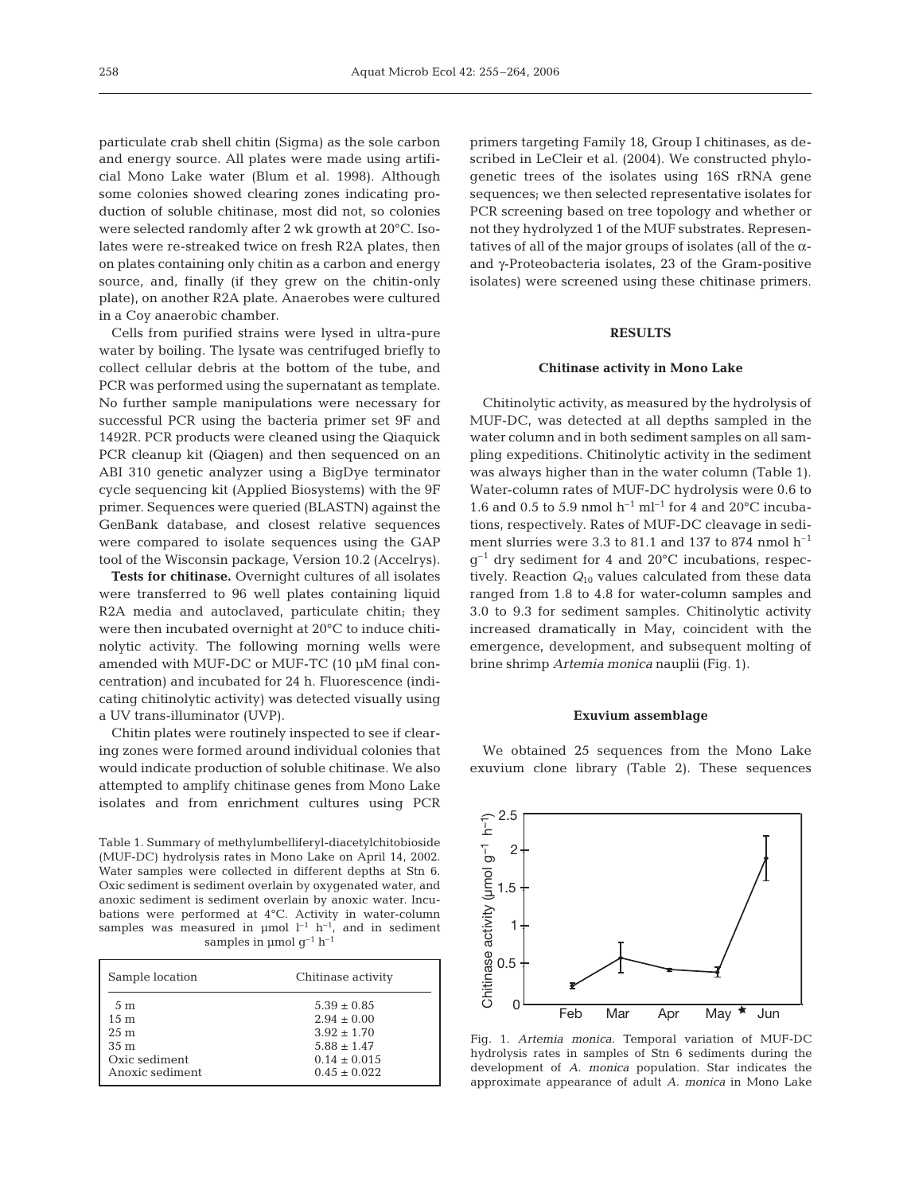particulate crab shell chitin (Sigma) as the sole carbon and energy source. All plates were made using artificial Mono Lake water (Blum et al. 1998). Although some colonies showed clearing zones indicating production of soluble chitinase, most did not, so colonies were selected randomly after 2 wk growth at 20°C. Isolates were re-streaked twice on fresh R2A plates, then on plates containing only chitin as a carbon and energy source, and, finally (if they grew on the chitin-only plate), on another R2A plate. Anaerobes were cultured in a Coy anaerobic chamber.

Cells from purified strains were lysed in ultra-pure water by boiling. The lysate was centrifuged briefly to collect cellular debris at the bottom of the tube, and PCR was performed using the supernatant as template. No further sample manipulations were necessary for successful PCR using the bacteria primer set 9F and 1492R. PCR products were cleaned using the Qiaquick PCR cleanup kit (Qiagen) and then sequenced on an ABI 310 genetic analyzer using a BigDye terminator cycle sequencing kit (Applied Biosystems) with the 9F primer. Sequences were queried (BLASTN) against the GenBank database, and closest relative sequences were compared to isolate sequences using the GAP tool of the Wisconsin package, Version 10.2 (Accelrys).

**Tests for chitinase.** Overnight cultures of all isolates were transferred to 96 well plates containing liquid R2A media and autoclaved, particulate chitin; they were then incubated overnight at 20°C to induce chitinolytic activity. The following morning wells were amended with MUF-DC or MUF-TC (10 µM final concentration) and incubated for 24 h. Fluorescence (indicating chitinolytic activity) was detected visually using a UV trans-illuminator (UVP).

Chitin plates were routinely inspected to see if clearing zones were formed around individual colonies that would indicate production of soluble chitinase. We also attempted to amplify chitinase genes from Mono Lake isolates and from enrichment cultures using PCR primers targeting Family 18, Group I chitinases, as described in LeCleir et al. (2004). We constructed phylogenetic trees of the isolates using 16S rRNA gene sequences; we then selected representative isolates for PCR screening based on tree topology and whether or not they hydrolyzed 1 of the MUF substrates. Representatives of all of the major groups of isolates (all of the α- and γ-Proteobacteria isolates, 23 of the Gram-positive isolates) were screened using these chitinase primers.

Table 1. Summary of methylumbelliferyl-diacetylchitobioside (MUF-DC) hydrolysis rates in Mono Lake on April 14, 2002. Water samples were collected in different depths at Stn 6. Oxic sediment is sediment overlain by oxygenated water, and anoxic sediment is sediment overlain by anoxic water. Incubations were performed at 4°C. Activity in water-column samples was measured in µmol $l^{-1}$ $h^{-1}$, and in sediment samples in µmol $g^{-1}$ $h^{-1}$

| Sample location | Chitinase activity |
|---|---|
| 5 m | 5.39 ± 0.85 |
| 15 m | 2.94 ± 0.00 |
| 25 m | 3.92 ± 1.70 |
| 35 m | 5.88 ± 1.47 |
| Oxic sediment | 0.14 ± 0.015 |
| Anoxic sediment | 0.45 ± 0.022 |

## RESULTS

### Chitinase activity in Mono Lake

Chitinolytic activity, as measured by the hydrolysis of MUF-DC, was detected at all depths sampled in the water column and in both sediment samples on all sampling expeditions. Chitinolytic activity in the sediment was always higher than in the water column (Table 1). Water-column rates of MUF-DC hydrolysis were 0.6 to 1.6 and 0.5 to 5.9 nmol $h^{-1}$ $ml^{-1}$ for 4 and 20°C incubations, respectively. Rates of MUF-DC cleavage in sediment slurries were 3.3 to 81.1 and 137 to 874 nmol $h^{-1}$ $g^{-1}$ dry sediment for 4 and 20°C incubations, respectively. Reaction $Q_{10}$ values calculated from these data ranged from 1.8 to 4.8 for water-column samples and 3.0 to 9.3 for sediment samples. Chitinolytic activity increased dramatically in May, coinciding with the emergence, development, and subsequent molting of brine shrimp *Artemia monica* nauplii (Fig. 1).

### Exuvium assemblage

We obtained 25 sequences from the Mono Lake exuvium clone library (Table 2). These sequences

Fig. 1. *Artemia monica*. Temporal variation of MUF-DC hydrolysis rates in samples of Stn 6 sediments during the development of *A. monica* population. Star indicates the approximate appearance of adult *A. monica* in Mono Lake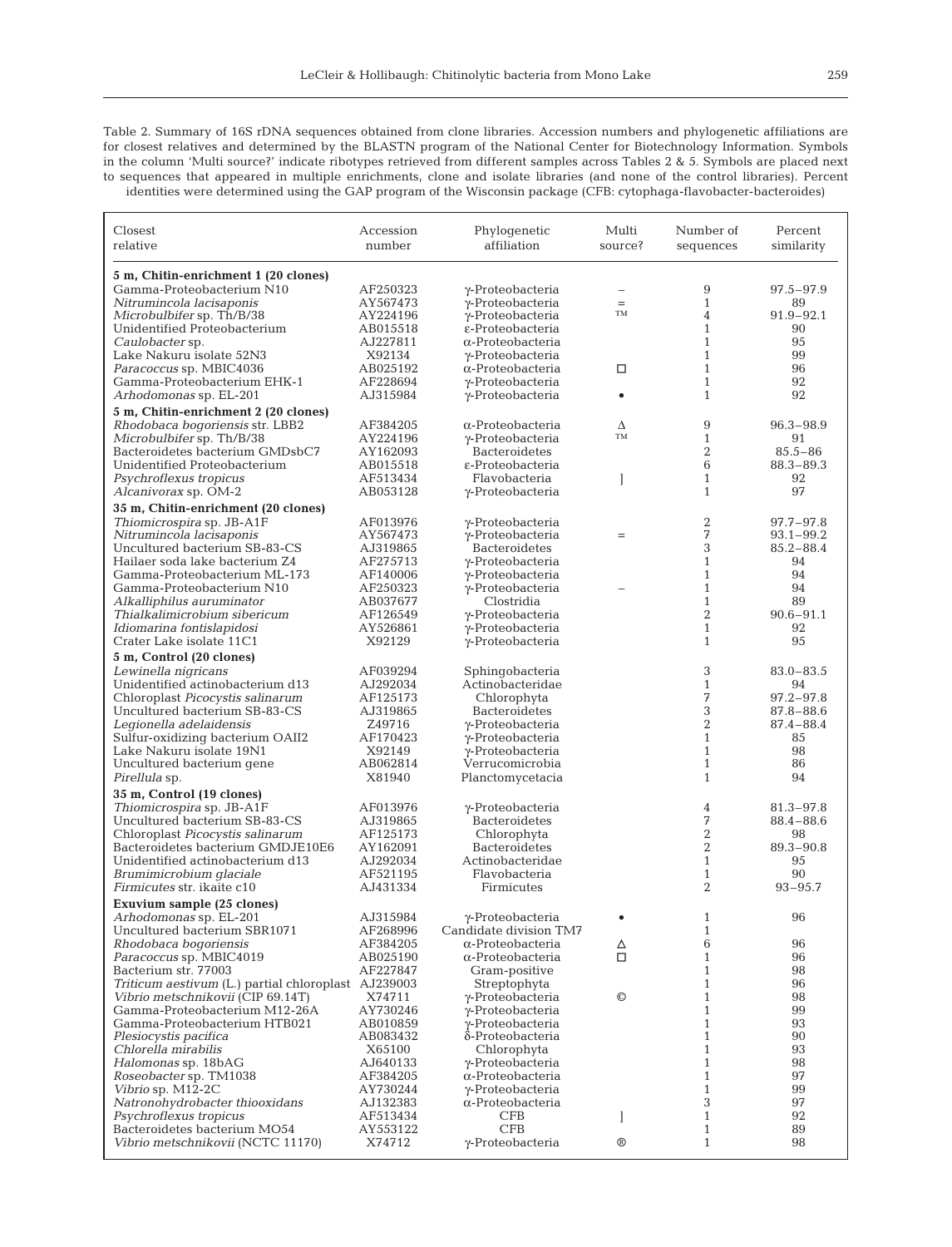Table 2. Summary of 16S rDNA sequences obtained from clone libraries. Accession numbers and phylogenetic affiliations are for closest relatives and determined by the BLASTN program of the National Center for Biotechnology Information. Symbols in the column 'Multi source?' indicate ribotypes retrieved from different samples across Tables 2 & 5. Symbols are placed next to sequences that appeared in multiple enrichments, clone and isolate libraries (and none of the control libraries). Percent identities were determined using the GAP program of the Wisconsin package (CFB: cytophaga-flavobacter-bacteroides)

| Closest relative | Accession number | Phylogenetic affiliation | Multi source? | Number of sequences | Percent similarity |
|---|---|---|---|---|---|
| **5 m, Chitin-enrichment 1 (20 clones)** | | | | | |
| Gamma-Proteobacterium N10 | AF250323 | γ-Proteobacteria | – | 9 | 97.5–97.9 |
| *Nitrumincola lacisaponis* | AY567473 | γ-Proteobacteria | = | 1 | 89 |
| *Microbulbifer* sp. Th/B/38 | AY224196 | γ-Proteobacteria | ™ | 4 | 91.9–92.1 |
| Unidentified Proteobacterium | AB015518 | ε-Proteobacteria | | 1 | 90 |
| *Caulobacter* sp. | AJ227811 | α-Proteobacteria | | 1 | 95 |
| Lake Nakuru isolate 52N3 | X92134 | γ-Proteobacteria | | 1 | 99 |
| *Paracoccus* sp. MBIC4036 | AB025192 | α-Proteobacteria | □ | 1 | 96 |
| Gamma-Proteobacterium EHK-1 | AF228694 | γ-Proteobacteria | | 1 | 92 |
| *Arhodomonas* sp. EL-201 | AJ315984 | γ-Proteobacteria | • | 1 | 92 |
| **5 m, Chitin-enrichment 2 (20 clones)** | | | | | |
| *Rhodobaca bogoriensis* str. LBB2 | AF384205 | α-Proteobacteria | Δ | 9 | 96.3–98.9 |
| *Microbulbifer* sp. Th/B/38 | AY224196 | γ-Proteobacteria | ™ | 1 | 91 |
| Bacteroidetes bacterium GMDsbC7 | AY162093 | Bacteroidetes | | 2 | 85.5–86 |
| Unidentified Proteobacterium | AB015518 | ε-Proteobacteria | | 6 | 88.3–89.3 |
| *Psychroflexus tropicus* | AF513434 | Flavobacteria | ] | 1 | 92 |
| *Alcanivorax* sp. OM-2 | AB053128 | γ-Proteobacteria | | 1 | 97 |
| **35 m, Chitin-enrichment (20 clones)** | | | | | |
| *Thiomicrospira* sp. JB-A1F | AF013976 | γ-Proteobacteria | | 2 | 97.7–97.8 |
| *Nitrumincola lacisaponis* | AY567473 | γ-Proteobacteria | = | 7 | 93.1–99.2 |
| Uncultured bacterium SB-83-CS | AJ319865 | Bacteroidetes | | 3 | 85.2–88.4 |
| Hailaer soda lake bacterium Z4 | AF275713 | γ-Proteobacteria | | 1 | 94 |
| Gamma-Proteobacterium ML-173 | AF140006 | γ-Proteobacteria | | 1 | 94 |
| Gamma-Proteobacterium N10 | AF250323 | γ-Proteobacteria | – | 1 | 94 |
| *Alkalliphilus auruminator* | AB037677 | Clostridia | | 1 | 89 |
| *Thialkalimicrobium sibericum* | AF126549 | γ-Proteobacteria | | 2 | 90.6–91.1 |
| *Idiomarina fontislapidosi* | AY526861 | γ-Proteobacteria | | 1 | 92 |
| Crater Lake isolate 11C1 | X92129 | γ-Proteobacteria | | 1 | 95 |
| **5 m, Control (20 clones)** | | | | | |
| *Lewinella nigricans* | AF039294 | Sphingobacteria | | 3 | 83.0–83.5 |
| Unidentified actinobacterium d13 | AJ292034 | Actinobacteridae | | 1 | 94 |
| Chloroplast *Picocystis salinarum* | AF125173 | Chlorophyta | | 7 | 97.2–97.8 |
| Uncultured bacterium SB-83-CS | AJ319865 | Bacteroidetes | | 3 | 87.8–88.6 |
| *Legionella adelaidensis* | Z49716 | γ-Proteobacteria | | 2 | 87.4–88.4 |
| Sulfur-oxidizing bacterium OAII2 | AF170423 | γ-Proteobacteria | | 1 | 85 |
| Lake Nakuru isolate 19N1 | X92149 | γ-Proteobacteria | | 1 | 98 |
| Uncultured bacterium gene | AB062814 | Verrucomicrobia | | 1 | 86 |
| *Pirellula* sp. | X81940 | Planctomycetacia | | 1 | 94 |
| **35 m, Control (19 clones)** | | | | | |
| *Thiomicrospira* sp. JB-A1F | AF013976 | γ-Proteobacteria | | 4 | 81.3–97.8 |
| Uncultured bacterium SB-83-CS | AJ319865 | Bacteroidetes | | 7 | 88.4–88.6 |
| Chloroplast *Picocystis salinarum* | AF125173 | Chlorophyta | | 2 | 98 |
| Bacteroidetes bacterium GMDJE10E6 | AY162091 | Bacteroidetes | | 2 | 89.3–90.8 |
| Unidentified actinobacterium d13 | AJ292034 | Actinobacteridae | | 1 | 95 |
| *Brumimicrobium glaciale* | AF521195 | Flavobacteria | | 1 | 90 |
| *Firmicutes* str. ikaite c10 | AJ431334 | Firmicutes | | 2 | 93–95.7 |
| **Exuvium sample (25 clones)** | | | | | |
| *Arhodomonas* sp. EL-201 | AJ315984 | γ-Proteobacteria | • | 1 | 96 |
| Uncultured bacterium SBR1071 | AF268996 | Candidate division TM7 | | 1 | |
| *Rhodobaca bogoriensis* | AF384205 | α-Proteobacteria | Δ | 6 | 96 |
| *Paracoccus* sp. MBIC4019 | AB025190 | α-Proteobacteria | □ | 1 | 96 |
| Bacterium str. 77003 | AF227847 | Gram-positive | | 1 | 98 |
| *Triticum aestivum* (L.) partial chloroplast | AJ239003 | Streptophyta | | 1 | 96 |
| *Vibrio metschnikovii* (CIP 69.14T) | X74711 | γ-Proteobacteria | © | 1 | 98 |
| Gamma-Proteobacterium M12-26A | AY730246 | γ-Proteobacteria | | 1 | 99 |
| Gamma-Proteobacterium HTB021 | AB010859 | γ-Proteobacteria | | 1 | 93 |
| *Plesiocystis pacifica* | AB083432 | δ-Proteobacteria | | 1 | 90 |
| *Chlorella mirabilis* | X65100 | Chlorophyta | | 1 | 93 |
| *Halomonas* sp. 18bAG | AJ640133 | γ-Proteobacteria | | 1 | 98 |
| *Roseobacter* sp. TM1038 | AF384205 | α-Proteobacteria | | 1 | 97 |
| *Vibrio* sp. M12-2C | AY730244 | γ-Proteobacteria | | 1 | 99 |
| *Natronohydrobacter thiooxidans* | AJ132383 | α-Proteobacteria | | 3 | 97 |
| *Psychroflexus tropicus* | AF513434 | CFB | ] | 1 | 92 |
| Bacteroidetes bacterium MO54 | AY553122 | CFB | | 1 | 89 |
| *Vibrio metschnikovii* (NCTC 11170) | X74712 | γ-Proteobacteria | ® | 1 | 98 |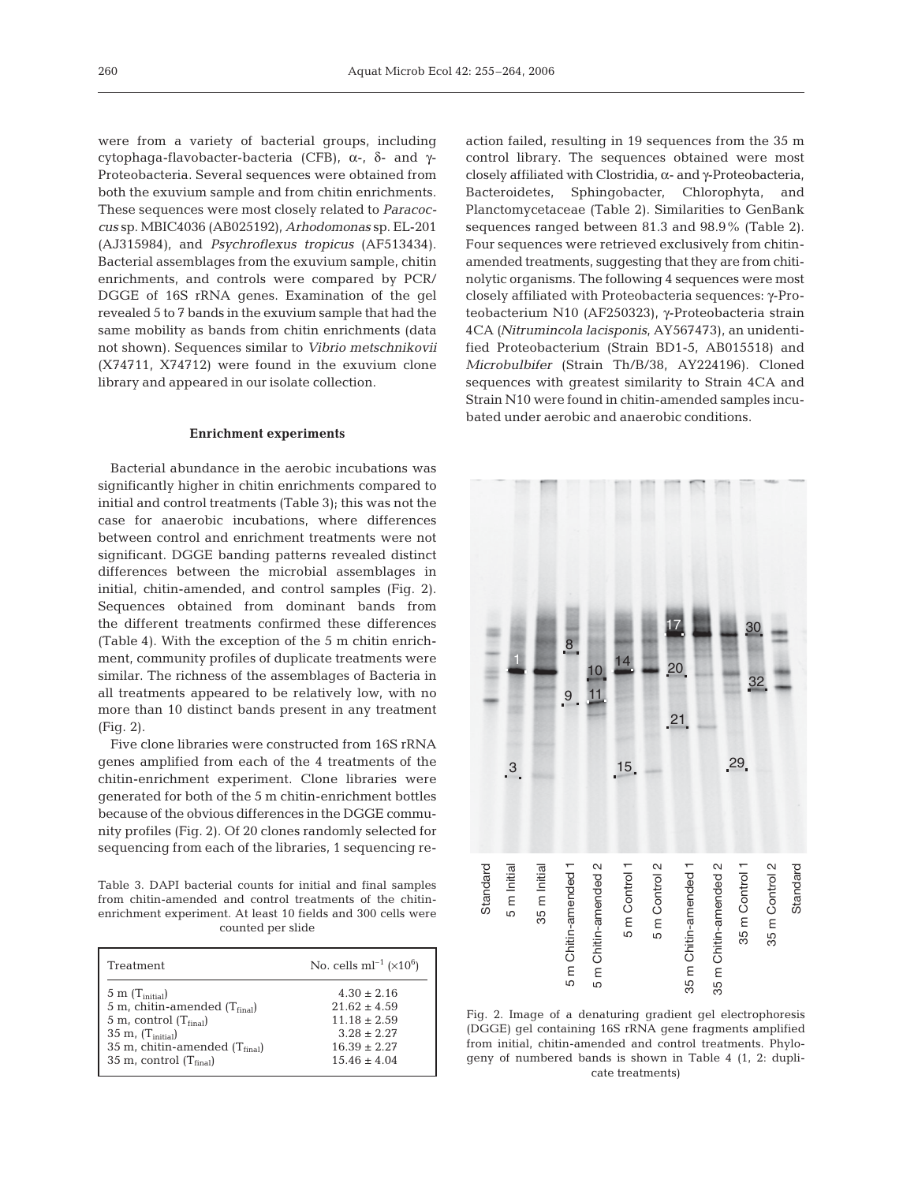were from a variety of bacterial groups, including cytophaga-flavobacter-bacteria (CFB), α-, δ- and γ-Proteobacteria. Several sequences were obtained from both the exuvium sample and from chitin enrichments. These sequences were most closely related to *Paracoccus* sp. MBIC4036 (AB025192), *Arhodomonas* sp. EL-201 (AJ315984), and *Psychroflexus tropicus* (AF513434). Bacterial assemblages from the exuvium sample, chitin enrichments, and controls were compared by PCR/DGGE of 16S rRNA genes. Examination of the gel revealed 5 to 7 bands in the exuvium sample that had the same mobility as bands from chitin enrichments (data not shown). Sequences similar to *Vibrio metschnikovii* (X74711, X74712) were found in the exuvium clone library and appeared in our isolate collection.

### Enrichment experiments

Bacterial abundance in the aerobic incubations was significantly higher in chitin enrichments compared to initial and control treatments (Table 3); this was not the case for anaerobic incubations, where differences between control and enrichment treatments were not significant. DGGE banding patterns revealed distinct differences between the microbial assemblages in initial, chitin-amended, and control samples (Fig. 2). Sequences obtained from dominant bands from the different treatments confirmed these differences (Table 4). With the exception of the 5 m chitin enrichment, community profiles of duplicate treatments were similar. The richness of the assemblages of Bacteria in all treatments appeared to be relatively low, with no more than 10 distinct bands present in any treatment (Fig. 2).

Five clone libraries were constructed from 16S rRNA genes amplified from each of the 4 treatments of the chitin-enrichment experiment. Clone libraries were generated for both of the 5 m chitin-enrichment bottles because of the obvious differences in the DGGE community profiles (Fig. 2). Of 20 clones randomly selected for sequencing from each of the libraries, 1 sequencing reaction failed, resulting in 19 sequences from the 35 m control library. The sequences obtained were most closely affiliated with Clostridia, α- and γ-Proteobacteria, Bacteroidetes, Sphingobacter, Chlorophyta, and Planctomycetaceae (Table 2). Similarities to GenBank sequences ranged between 81.3 and 98.9% (Table 2). Four sequences were retrieved exclusively from chitin-amended treatments, suggesting that they are from chitinolytic organisms. The following 4 sequences were most closely affiliated with Proteobacteria sequences: γ-Proteobacterium N10 (AF250323), γ-Proteobacteria strain 4CA (*Nitrumincola lacisponis*, AY567473), an unidentified Proteobacterium (Strain BD1-5, AB015518) and *Microbulbifer* (Strain Th/B/38, AY224196). Cloned sequences with greatest similarity to Strain 4CA and Strain N10 were found in chitin-amended samples incubated under aerobic and anaerobic conditions.

Table 3. DAPI bacterial counts for initial and final samples from chitin-amended and control treatments of the chitin-enrichment experiment. At least 10 fields and 300 cells were counted per slide

| Treatment | No. cells ml$^{-1}$ ($\times 10^6$) |
|---|---|
| 5 m ($T_{initial}$) | 4.30 ± 2.16 |
| 5 m, chitin-amended ($T_{final}$) | 21.62 ± 4.59 |
| 5 m, control ($T_{final}$) | 11.18 ± 2.59 |
| 35 m, ($T_{initial}$) | 3.28 ± 2.27 |
| 35 m, chitin-amended ($T_{final}$) | 16.39 ± 2.27 |
| 35 m, control ($T_{final}$) | 15.46 ± 4.04 |

Fig. 2. Image of a denaturing gradient gel electrophoresis (DGGE) gel containing 16S rRNA gene fragments amplified from initial, chitin-amended and control treatments. Phylogeny of numbered bands is shown in Table 4 (1, 2: duplicate treatments)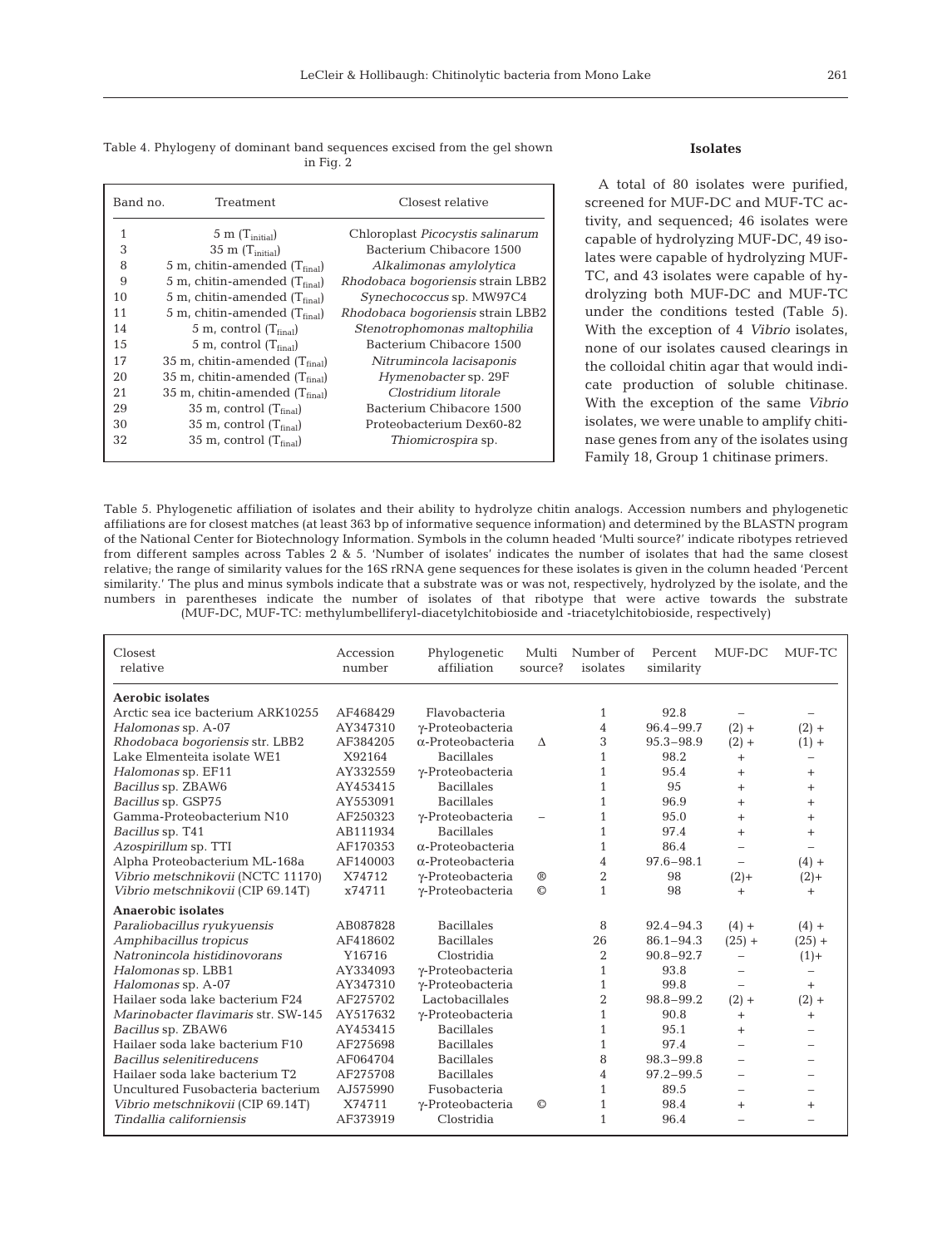Table 4. Phylogeny of dominant band sequences excised from the gel shown in Fig. 2

| Band no. | Treatment | Closest relative |
|---|---|---|
| 1 | 5 m ($T_{initial}$) | Chloroplast *Picocystis salinarum* |
| 3 | 35 m ($T_{initial}$) | Bacterium Chibacore 1500 |
| 8 | 5 m, chitin-amended ($T_{final}$) | *Alkalimonas amylolytica* |
| 9 | 5 m, chitin-amended ($T_{final}$) | *Rhodobaca bogoriensis* strain LBB2 |
| 10 | 5 m, chitin-amended ($T_{final}$) | *Synechococcus* sp. MW97C4 |
| 11 | 5 m, chitin-amended ($T_{final}$) | *Rhodobaca bogoriensis* strain LBB2 |
| 14 | 5 m, control ($T_{final}$) | *Stenotrophomonas maltophilia* |
| 15 | 5 m, control ($T_{final}$) | Bacterium Chibacore 1500 |
| 17 | 35 m, chitin-amended ($T_{final}$) | *Nitrumincola lacisaponis* |
| 20 | 35 m, chitin-amended ($T_{final}$) | *Hymenobacter* sp. 29F |
| 21 | 35 m, chitin-amended ($T_{final}$) | *Clostridium litorale* |
| 29 | 35 m, control ($T_{final}$) | Bacterium Chibacore 1500 |
| 30 | 35 m, control ($T_{final}$) | Proteobacterium Dex60-82 |
| 32 | 35 m, control ($T_{final}$) | *Thiomicrospira* sp. |

### Isolates

A total of 80 isolates were purified, screened for MUF-DC and MUF-TC activity, and sequenced; 46 isolates were capable of hydrolyzing MUF-DC, 49 isolates were capable of hydrolyzing MUF-TC, and 43 isolates were capable of hydrolyzing both MUF-DC and MUF-TC under the conditions tested (Table 5). With the exception of 4 *Vibrio* isolates, none of our isolates caused clearings in the colloidal chitin agar that would indicate production of soluble chitinase. With the exception of the same *Vibrio* isolates, we were unable to amplify chitinase genes from any of the isolates using Family 18, Group 1 chitinase primers.

Table 5. Phylogenetic affiliation of isolates and their ability to hydrolyze chitin analogs. Accession numbers and phylogenetic affiliations are for closest matches (at least 363 bp of informative sequence information) and determined by the BLASTN program of the National Center for Biotechnology Information. Symbols in the column headed 'Multi source?' indicate ribotypes retrieved from different samples across Tables 2 & 5. 'Number of isolates' indicates the number of isolates that had the same closest relative; the range of similarity values for the 16S rRNA gene sequences for these isolates is given in the column headed 'Percent similarity.' The plus and minus symbols indicate that a substrate was or was not, respectively, hydrolyzed by the isolate, and the numbers in parentheses indicate the number of isolates of that ribotype that were active towards the substrate (MUF-DC, MUF-TC: methylumbelliferyl-diacetylchitobioside and -triacetylchitobioside, respectively)

| Closest relative | Accession number | Phylogenetic affiliation | Multi source? | Number of isolates | Percent similarity | MUF-DC | MUF-TC |
|---|---|---|---|---|---|---|---|
| **Aerobic isolates** | | | | | | | |
| Arctic sea ice bacterium ARK10255 | AF468429 | Flavobacteria | | 1 | 92.8 | – | – |
| *Halomonas* sp. A-07 | AY347310 | γ-Proteobacteria | | 4 | 96.4–99.7 | (2) + | (2) + |
| *Rhodobaca bogoriensis* str. LBB2 | AF384205 | α-Proteobacteria | Δ | 3 | 95.3–98.9 | (2) + | (1) + |
| Lake Elmenteita isolate WE1 | X92164 | Bacillales | | 1 | 98.2 | + | – |
| *Halomonas* sp. EF11 | AY332559 | γ-Proteobacteria | | 1 | 95.4 | + | + |
| *Bacillus* sp. ZBAW6 | AY453415 | Bacillales | | 1 | 95 | + | + |
| *Bacillus* sp. GSP75 | AY553091 | Bacillales | | 1 | 96.9 | + | + |
| Gamma-Proteobacterium N10 | AF250323 | γ-Proteobacteria | – | 1 | 95.0 | + | + |
| *Bacillus* sp. T41 | AB111934 | Bacillales | | 1 | 97.4 | + | + |
| *Azospirillum* sp. TTI | AF170353 | α-Proteobacteria | | 1 | 86.4 | – | – |
| Alpha Proteobacterium ML-168a | AF140003 | α-Proteobacteria | | 4 | 97.6–98.1 | – | (4) + |
| *Vibrio metschnikovii* (NCTC 11170) | X74712 | γ-Proteobacteria | ® | 2 | 98 | (2)+ | (2)+ |
| *Vibrio metschnikovii* (CIP 69.14T) | x74711 | γ-Proteobacteria | © | 1 | 98 | + | + |
| **Anaerobic isolates** | | | | | | | |
| *Paraliobacillus ryukyuensis* | AB087828 | Bacillales | | 8 | 92.4–94.3 | (4) + | (4) + |
| *Amphibacillus tropicus* | AF418602 | Bacillales | | 26 | 86.1–94.3 | (25) + | (25) + |
| *Natronincola histidinovorans* | Y16716 | Clostridia | | 2 | 90.8–92.7 | – | (1)+ |
| *Halomonas* sp. LBB1 | AY334093 | γ-Proteobacteria | | 1 | 93.8 | – | – |
| *Halomonas* sp. A-07 | AY347310 | γ-Proteobacteria | | 1 | 99.8 | – | + |
| Hailaer soda lake bacterium F24 | AF275702 | Lactobacillales | | 2 | 98.8–99.2 | (2) + | (2) + |
| *Marinobacter flavimaris* str. SW-145 | AY517632 | γ-Proteobacteria | | 1 | 90.8 | + | + |
| *Bacillus* sp. ZBAW6 | AY453415 | Bacillales | | 1 | 95.1 | + | – |
| Hailaer soda lake bacterium F10 | AF275698 | Bacillales | | 1 | 97.4 | – | – |
| *Bacillus selenitireducens* | AF064704 | Bacillales | | 8 | 98.3–99.8 | – | – |
| Hailaer soda lake bacterium T2 | AF275708 | Bacillales | | 4 | 97.2–99.5 | – | – |
| Uncultured Fusobacteria bacterium | AJ575990 | Fusobacteria | | 1 | 89.5 | – | – |
| *Vibrio metschnikovii* (CIP 69.14T) | X74711 | γ-Proteobacteria | © | 1 | 98.4 | + | + |
| *Tindallia californiensis* | AF373919 | Clostridia | | 1 | 96.4 | – | – |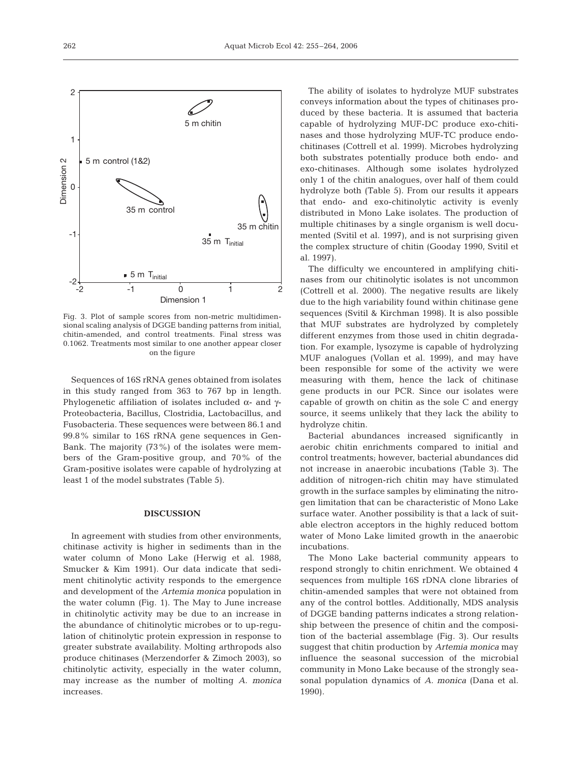Fig. 3. Plot of sample scores from non-metric multidimensional scaling analysis of DGGE banding patterns from initial, chitin-amended, and control treatments. Final stress was 0.1062. Treatments most similar to one another appear closer on the figure

Sequences of 16S rRNA genes obtained from isolates in this study ranged from 363 to 767 bp in length. Phylogenetic affiliation of isolates included α- and γ-Proteobacteria, Bacillus, Clostridia, Lactobacillus, and Fusobacteria. These sequences were between 86.1 and 99.8% similar to 16S rRNA gene sequences in GenBank. The majority (73%) of the isolates were members of the Gram-positive group, and 70% of the Gram-positive isolates were capable of hydrolyzing at least 1 of the model substrates (Table 5).

## DISCUSSION

In agreement with studies from other environments, chitinase activity is higher in sediments than in the water column of Mono Lake (Herwig et al. 1988, Smucker & Kim 1991). Our data indicate that sediment chitinolytic activity responds to the emergence and development of the *Artemia monica* population in the water column (Fig. 1). The May to June increase in chitinolytic activity may be due to an increase in the abundance of chitinolytic microbes or to up-regulation of chitinolytic protein expression in response to greater substrate availability. Molting arthropods also produce chitinases (Merzendorfer & Zimoch 2003), so chitinolytic activity, especially in the water column, may increase as the number of molting *A. monica* increases.

The ability of isolates to hydrolyze MUF substrates conveys information about the types of chitinases produced by these bacteria. It is assumed that bacteria capable of hydrolyzing MUF-DC produce exo-chitinases and those hydrolyzing MUF-TC produce endochitinases (Cottrell et al. 1999). Microbes hydrolyzing both substrates potentially produce both endo- and exo-chitinases. Although some isolates hydrolyzed only 1 of the chitin analogues, over half of them could hydrolyze both (Table 5). From our results it appears that endo- and exo-chitinolytic activity is evenly distributed in Mono Lake isolates. The production of multiple chitinases by a single organism is well documented (Svitil et al. 1997), and is not surprising given the complex structure of chitin (Gooday 1990, Svitil et al. 1997).

The difficulty we encountered in amplifying chitinases from our chitinolytic isolates is not uncommon (Cottrell et al. 2000). The negative results are likely due to the high variability found within chitinase gene sequences (Svitil & Kirchman 1998). It is also possible that MUF substrates are hydrolyzed by completely different enzymes from those used in chitin degradation. For example, lysozyme is capable of hydrolyzing MUF analogues (Vollan et al. 1999), and may have been responsible for some of the activity we were measuring with them, hence the lack of chitinase gene products in our PCR. Since our isolates were capable of growth on chitin as the sole C and energy source, it seems unlikely that they lack the ability to hydrolyze chitin.

Bacterial abundances increased significantly in aerobic chitin enrichments compared to initial and control treatments; however, bacterial abundances did not increase in anaerobic incubations (Table 3). The addition of nitrogen-rich chitin may have stimulated growth in the surface samples by eliminating the nitrogen limitation that can be characteristic of Mono Lake surface water. Another possibility is that a lack of suitable electron acceptors in the highly reduced bottom water of Mono Lake limited growth in the anaerobic incubations.

The Mono Lake bacterial community appears to respond strongly to chitin enrichment. We obtained 4 sequences from multiple 16S rDNA clone libraries of chitin-amended samples that were not obtained from any of the control bottles. Additionally, MDS analysis of DGGE banding patterns indicates a strong relationship between the presence of chitin and the composition of the bacterial assemblage (Fig. 3). Our results suggest that chitin production by *Artemia monica* may influence the seasonal succession of the microbial community in Mono Lake because of the strongly seasonal population dynamics of *A. monica* (Dana et al. 1990).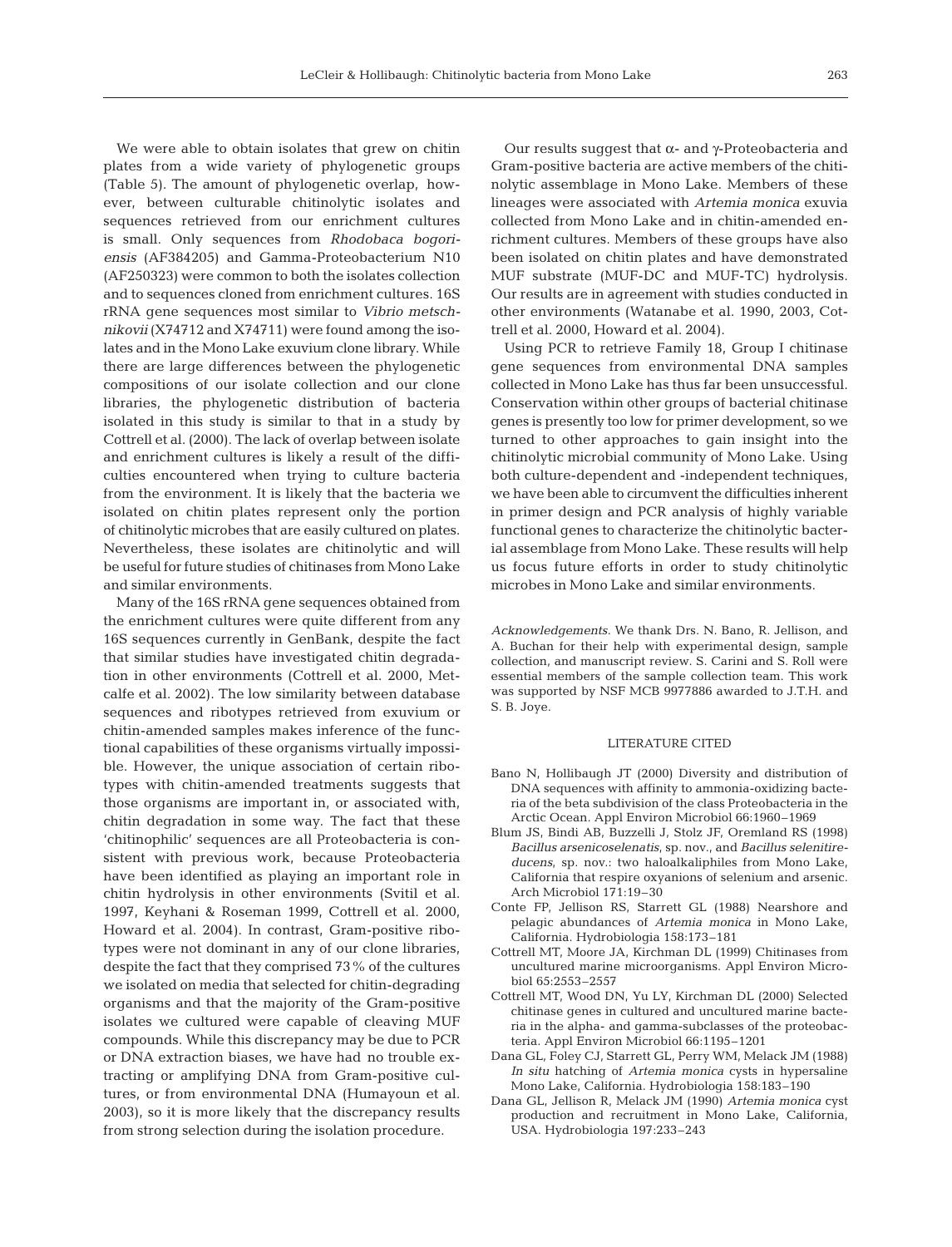We were able to obtain isolates that grew on chitin plates from a wide variety of phylogenetic groups (Table 5). The amount of phylogenetic overlap, however, between culturable chitinolytic isolates and sequences retrieved from our enrichment cultures is small. Only sequences from *Rhodobaca bogoriensis* (AF384205) and Gamma-Proteobacterium N10 (AF250323) were common to both the isolates collection and to sequences cloned from enrichment cultures. 16S rRNA gene sequences most similar to *Vibrio metschnikovii* (X74712 and X74711) were found among the isolates and in the Mono Lake exuvium clone library. While there are large differences between the phylogenetic compositions of our isolate collection and our clone libraries, the phylogenetic distribution of bacteria isolated in this study is similar to that in a study by Cottrell et al. (2000). The lack of overlap between isolate and enrichment cultures is likely a result of the difficulties encountered when trying to culture bacteria from the environment. It is likely that the bacteria we isolated on chitin plates represent only the portion of chitinolytic microbes that are easily cultured on plates. Nevertheless, these isolates are chitinolytic and will be useful for future studies of chitinases from Mono Lake and similar environments.

Many of the 16S rRNA gene sequences obtained from the enrichment cultures were quite different from any 16S sequences currently in GenBank, despite the fact that similar studies have investigated chitin degradation in other environments (Cottrell et al. 2000, Metcalfe et al. 2002). The low similarity between database sequences and ribotypes retrieved from exuvium or chitin-amended samples makes inference of the functional capabilities of these organisms virtually impossible. However, the unique association of certain ribotypes with chitin-amended treatments suggests that those organisms are important in, or associated with, chitin degradation in some way. The fact that these 'chitinophilic' sequences are all Proteobacteria is consistent with previous work, because Proteobacteria have been identified as playing an important role in chitin hydrolysis in other environments (Svitil et al. 1997, Keyhani & Roseman 1999, Cottrell et al. 2000, Howard et al. 2004). In contrast, Gram-positive ribotypes were not dominant in any of our clone libraries, despite the fact that they comprised 73% of the cultures we isolated on media that selected for chitin-degrading organisms and that the majority of the Gram-positive isolates we cultured were capable of cleaving MUF compounds. While this discrepancy may be due to PCR or DNA extraction biases, we have had no trouble extracting or amplifying DNA from Gram-positive cultures, or from environmental DNA (Humayoun et al. 2003), so it is more likely that the discrepancy results from strong selection during the isolation procedure.

Our results suggest that α- and γ-Proteobacteria and Gram-positive bacteria are active members of the chitinolytic assemblage in Mono Lake. Members of these lineages were associated with *Artemia monica* exuvia collected from Mono Lake and in chitin-amended enrichment cultures. Members of these groups have also been isolated on chitin plates and have demonstrated MUF substrate (MUF-DC and MUF-TC) hydrolysis. Our results are in agreement with studies conducted in other environments (Watanabe et al. 1990, 2003, Cottrell et al. 2000, Howard et al. 2004).

Using PCR to retrieve Family 18, Group I chitinase gene sequences from environmental DNA samples collected in Mono Lake has thus far been unsuccessful. Conservation within other groups of bacterial chitinase genes is presently too low for primer development, so we turned to other approaches to gain insight into the chitinolytic microbial community of Mono Lake. Using both culture-dependent and -independent techniques, we have been able to circumvent the difficulties inherent in primer design and PCR analysis of highly variable functional genes to characterize the chitinolytic bacterial assemblage from Mono Lake. These results will help us focus future efforts in order to study chitinolytic microbes in Mono Lake and similar environments.

*Acknowledgements.* We thank Drs. N. Bano, R. Jellison, and A. Buchan for their help with experimental design, sample collection, and manuscript review. S. Carini and S. Roll were essential members of the sample collection team. This work was supported by NSF MCB 9977886 awarded to J.T.H. and S. B. Joye.

## LITERATURE CITED

- Bano N, Hollibaugh JT (2000) Diversity and distribution of DNA sequences with affinity to ammonia-oxidizing bacteria of the beta subdivision of the class Proteobacteria in the Arctic Ocean. Appl Environ Microbiol 66:1960–1969
- Blum JS, Bindi AB, Buzzelli J, Stolz JF, Oremland RS (1998) *Bacillus arsenicoselenatis*, sp. nov., and *Bacillus selenitireducens*, sp. nov.: two haloalkaliphiles from Mono Lake, California that respire oxyanions of selenium and arsenic. Arch Microbiol 171:19–30
- Conte FP, Jellison RS, Starrett GL (1988) Nearshore and pelagic abundances of *Artemia monica* in Mono Lake, California. Hydrobiologia 158:173–181
- Cottrell MT, Moore JA, Kirchman DL (1999) Chitinases from uncultured marine microorganisms. Appl Environ Microbiol 65:2553–2557
- Cottrell MT, Wood DN, Yu LY, Kirchman DL (2000) Selected chitinase genes in cultured and uncultured marine bacteria in the alpha- and gamma-subclasses of the proteobacteria. Appl Environ Microbiol 66:1195–1201
- Dana GL, Foley CJ, Starrett GL, Perry WM, Melack JM (1988) *In situ* hatching of *Artemia monica* cysts in hypersaline Mono Lake, California. Hydrobiologia 158:183–190
- Dana GL, Jellison R, Melack JM (1990) *Artemia monica* cyst production and recruitment in Mono Lake, California, USA. Hydrobiologia 197:233–243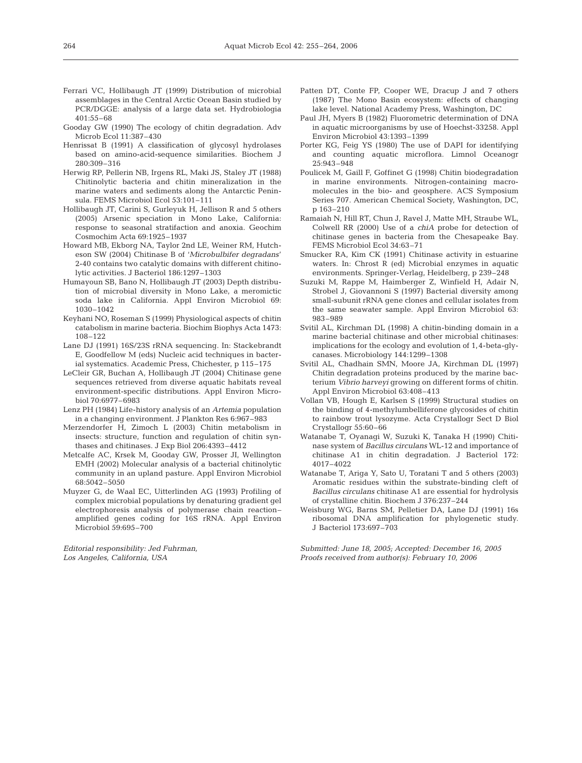Ferrari VC, Hollibaugh JT (1999) Distribution of microbial assemblages in the Central Arctic Ocean Basin studied by PCR/DGGE: analysis of a large data set. Hydrobiologia 401:55–68

Gooday GW (1990) The ecology of chitin degradation. Adv Microb Ecol 11:387–430

Henrissat B (1991) A classification of glycosyl hydrolases based on amino-acid-sequence similarities. Biochem J 280:309–316

Herwig RP, Pellerin NB, Irgens RL, Maki JS, Staley JT (1988) Chitinolytic bacteria and chitin mineralization in the marine waters and sediments along the Antarctic Peninsula. FEMS Microbiol Ecol 53:101–111

Hollibaugh JT, Carini S, Gurleyuk H, Jellison R and 5 others (2005) Arsenic speciation in Mono Lake, California: response to seasonal stratifaction and anoxia. Geochim Cosmochim Acta 69:1925–1937

Howard MB, Ekborg NA, Taylor 2nd LE, Weiner RM, Hutcheson SW (2004) Chitinase B of '*Microbulbifer degradans*' 2-40 contains two catalytic domains with different chitinolytic activities. J Bacteriol 186:1297–1303

Humayoun SB, Bano N, Hollibaugh JT (2003) Depth distribution of microbial diversity in Mono Lake, a meromictic soda lake in California. Appl Environ Microbiol 69: 1030–1042

Keyhani NO, Roseman S (1999) Physiological aspects of chitin catabolism in marine bacteria. Biochim Biophys Acta 1473: 108–122

Lane DJ (1991) 16S/23S rRNA sequencing. In: Stackebrandt E, Goodfellow M (eds) Nucleic acid techniques in bacterial systematics. Academic Press, Chichester, p 115–175

LeCleir GR, Buchan A, Hollibaugh JT (2004) Chitinase gene sequences retrieved from diverse aquatic habitats reveal environment-specific distributions. Appl Environ Microbiol 70:6977–6983

Lenz PH (1984) Life-history analysis of an *Artemia* population in a changing environment. J Plankton Res 6:967–983

Merzendorfer H, Zimoch L (2003) Chitin metabolism in insects: structure, function and regulation of chitin synthases and chitinases. J Exp Biol 206:4393–4412

Metcalfe AC, Krsek M, Gooday GW, Prosser JI, Wellington EMH (2002) Molecular analysis of a bacterial chitinolytic community in an upland pasture. Appl Environ Microbiol 68:5042–5050

Muyzer G, de Waal EC, Uitterlinden AG (1993) Profiling of complex microbial populations by denaturing gradient gel electrophoresis analysis of polymerase chain reaction–amplified genes coding for 16S rRNA. Appl Environ Microbiol 59:695–700

Patten DT, Conte FP, Cooper WE, Dracup J and 7 others (1987) The Mono Basin ecosystem: effects of changing lake level. National Academy Press, Washington, DC

Paul JH, Myers B (1982) Fluorometric determination of DNA in aquatic microorganisms by use of Hoechst-33258. Appl Environ Microbiol 43:1393–1399

Porter KG, Feig YS (1980) The use of DAPI for identifying and counting aquatic microflora. Limnol Oceanogr 25:943–948

Poulicek M, Gaill F, Goffinet G (1998) Chitin biodegradation in marine environments. Nitrogen-containing macromolecules in the bio- and geosphere. ACS Symposium Series 707. American Chemical Society, Washington, DC, p 163–210

Ramaiah N, Hill RT, Chun J, Ravel J, Matte MH, Straube WL, Colwell RR (2000) Use of a *chiA* probe for detection of chitinase genes in bacteria from the Chesapeake Bay. FEMS Microbiol Ecol 34:63–71

Smucker RA, Kim CK (1991) Chitinase activity in estuarine waters. In: Chrost R (ed) Microbial enzymes in aquatic environments. Springer-Verlag, Heidelberg, p 239–248

Suzuki M, Rappe M, Haimberger Z, Winfield H, Adair N, Strobel J, Giovannoni S (1997) Bacterial diversity among small-subunit rRNA gene clones and cellular isolates from the same seawater sample. Appl Environ Microbiol 63: 983–989

Svitil AL, Kirchman DL (1998) A chitin-binding domain in a marine bacterial chitinase and other microbial chitinases: implications for the ecology and evolution of 1,4-beta-glycanases. Microbiology 144:1299–1308

Svitil AL, Chadhain SMN, Moore JA, Kirchman DL (1997) Chitin degradation proteins produced by the marine bacterium *Vibrio harveyi* growing on different forms of chitin. Appl Environ Microbiol 63:408–413

Vollan VB, Hough E, Karlsen S (1999) Structural studies on the binding of 4-methylumbelliferone glycosides of chitin to rainbow trout lysozyme. Acta Crystallogr Sect D Biol Crystallogr 55:60–66

Watanabe T, Oyanagi W, Suzuki K, Tanaka H (1990) Chitinase system of *Bacillus circulans* WL-12 and importance of chitinase A1 in chitin degradation. J Bacteriol 172: 4017–4022

Watanabe T, Ariga Y, Sato U, Toratani T and 5 others (2003) Aromatic residues within the substrate-binding cleft of *Bacillus circulans* chitinase A1 are essential for hydrolysis of crystalline chitin. Biochem J 376:237–244

Weisburg WG, Barns SM, Pelletier DA, Lane DJ (1991) 16s ribosomal DNA amplification for phylogenetic study. J Bacteriol 173:697–703

*Editorial responsibility: Jed Fuhrman, Los Angeles, California, USA*

*Submitted: June 18, 2005; Accepted: December 16, 2005*
*Proofs received from author(s): February 10, 2006*